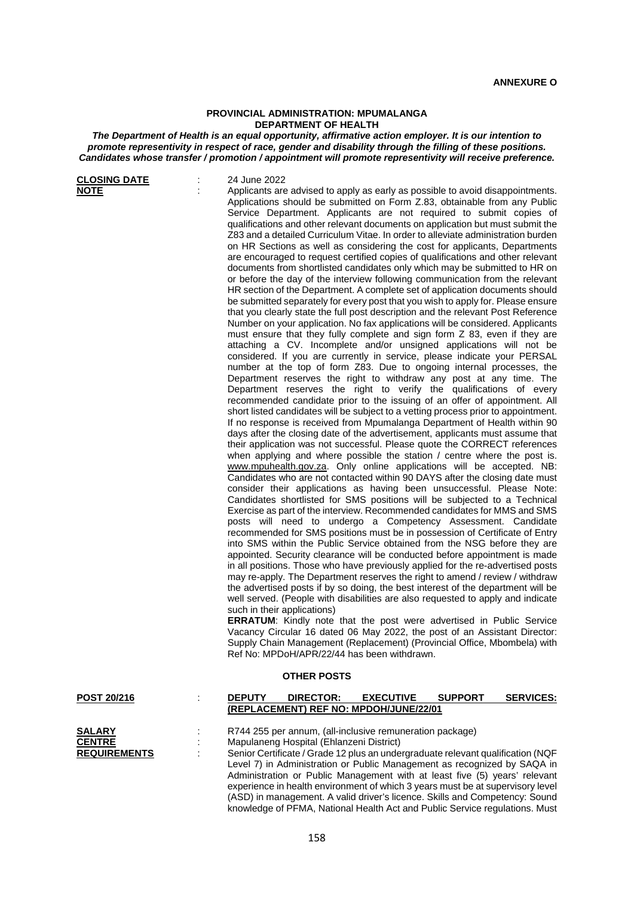**ANNEXURE O**

**PROVINCIAL ADMINISTRATION: MPUMALANGA**
**DEPARTMENT OF HEALTH**

***The Department of Health is an equal opportunity, affirmative action employer. It is our intention to promote representivity in respect of race, gender and disability through the filling of these positions. Candidates whose transfer / promotion / appointment will promote representivity will receive preference.***

**CLOSING DATE** : 24 June 2022

**NOTE** : Applicants are advised to apply as early as possible to avoid disappointments. Applications should be submitted on Form Z.83, obtainable from any Public Service Department. Applicants are not required to submit copies of qualifications and other relevant documents on application but must submit the Z83 and a detailed Curriculum Vitae. In order to alleviate administration burden on HR Sections as well as considering the cost for applicants, Departments are encouraged to request certified copies of qualifications and other relevant documents from shortlisted candidates only which may be submitted to HR on or before the day of the interview following communication from the relevant HR section of the Department. A complete set of application documents should be submitted separately for every post that you wish to apply for. Please ensure that you clearly state the full post description and the relevant Post Reference Number on your application. No fax applications will be considered. Applicants must ensure that they fully complete and sign form Z 83, even if they are attaching a CV. Incomplete and/or unsigned applications will not be considered. If you are currently in service, please indicate your PERSAL number at the top of form Z83. Due to ongoing internal processes, the Department reserves the right to withdraw any post at any time. The Department reserves the right to verify the qualifications of every recommended candidate prior to the issuing of an offer of appointment. All short listed candidates will be subject to a vetting process prior to appointment. If no response is received from Mpumalanga Department of Health within 90 days after the closing date of the advertisement, applicants must assume that their application was not successful. Please quote the CORRECT references when applying and where possible the station / centre where the post is. www.mpuhealth.gov.za. Only online applications will be accepted. NB: Candidates who are not contacted within 90 DAYS after the closing date must consider their applications as having been unsuccessful. Please Note: Candidates shortlisted for SMS positions will be subjected to a Technical Exercise as part of the interview. Recommended candidates for MMS and SMS posts will need to undergo a Competency Assessment. Candidate recommended for SMS positions must be in possession of Certificate of Entry into SMS within the Public Service obtained from the NSG before they are appointed. Security clearance will be conducted before appointment is made in all positions. Those who have previously applied for the re-advertised posts may re-apply. The Department reserves the right to amend / review / withdraw the advertised posts if by so doing, the best interest of the department will be well served. (People with disabilities are also requested to apply and indicate such in their applications)

**ERRATUM**: Kindly note that the post were advertised in Public Service Vacancy Circular 16 dated 06 May 2022, the post of an Assistant Director: Supply Chain Management (Replacement) (Provincial Office, Mbombela) with Ref No: MPDoH/APR/22/44 has been withdrawn.

**OTHER POSTS**

**POST 20/216** : **DEPUTY DIRECTOR: EXECUTIVE SUPPORT SERVICES: (REPLACEMENT) REF NO: MPDOH/JUNE/22/01**

**SALARY** : R744 255 per annum, (all-inclusive remuneration package)

**CENTRE** : Mapulaneng Hospital (Ehlanzeni District)

**REQUIREMENTS** : Senior Certificate / Grade 12 plus an undergraduate relevant qualification (NQF Level 7) in Administration or Public Management as recognized by SAQA in Administration or Public Management with at least five (5) years' relevant experience in health environment of which 3 years must be at supervisory level (ASD) in management. A valid driver's licence. Skills and Competency: Sound knowledge of PFMA, National Health Act and Public Service regulations. Must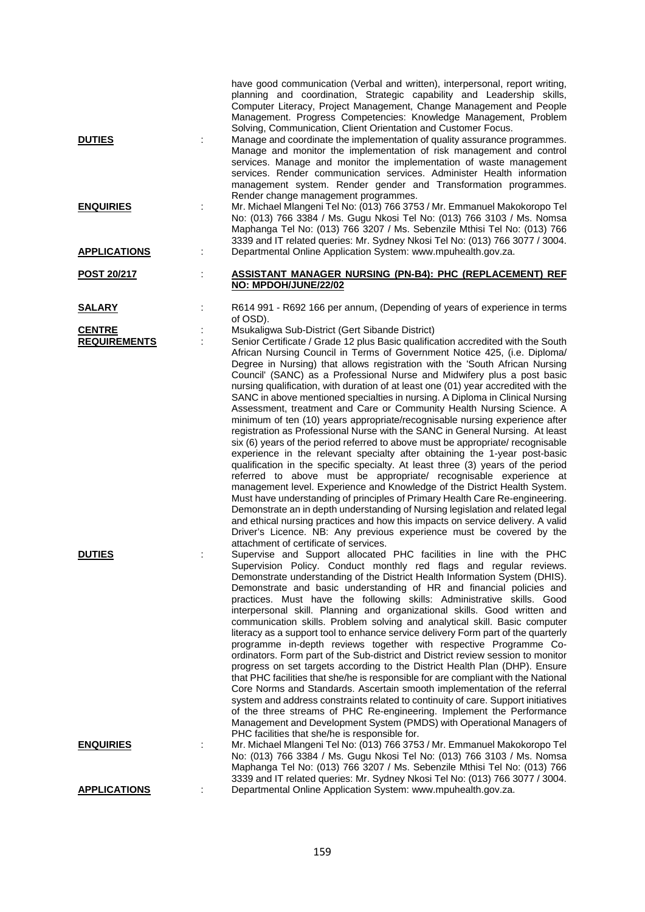have good communication (Verbal and written), interpersonal, report writing, planning and coordination, Strategic capability and Leadership skills, Computer Literacy, Project Management, Change Management and People Management. Progress Competencies: Knowledge Management, Problem Solving, Communication, Client Orientation and Customer Focus.

**DUTIES** : Manage and coordinate the implementation of quality assurance programmes. Manage and monitor the implementation of risk management and control services. Manage and monitor the implementation of waste management services. Render communication services. Administer Health information management system. Render gender and Transformation programmes. Render change management programmes.

**ENQUIRIES** : Mr. Michael Mlangeni Tel No: (013) 766 3753 / Mr. Emmanuel Makokoropo Tel No: (013) 766 3384 / Ms. Gugu Nkosi Tel No: (013) 766 3103 / Ms. Nomsa Maphanga Tel No: (013) 766 3207 / Ms. Sebenzile Mthisi Tel No: (013) 766 3339 and IT related queries: Mr. Sydney Nkosi Tel No: (013) 766 3077 / 3004.

**APPLICATIONS** : Departmental Online Application System: www.mpuhealth.gov.za.

**POST 20/217** : **ASSISTANT MANAGER NURSING (PN-B4): PHC (REPLACEMENT) REF NO: MPDOH/JUNE/22/02**

**SALARY** : R614 991 - R692 166 per annum, (Depending of years of experience in terms of OSD).

**CENTRE** : Msukaligwa Sub-District (Gert Sibande District)

**REQUIREMENTS** : Senior Certificate / Grade 12 plus Basic qualification accredited with the South African Nursing Council in Terms of Government Notice 425, (i.e. Diploma/ Degree in Nursing) that allows registration with the 'South African Nursing Council' (SANC) as a Professional Nurse and Midwifery plus a post basic nursing qualification, with duration of at least one (01) year accredited with the SANC in above mentioned specialties in nursing. A Diploma in Clinical Nursing Assessment, treatment and Care or Community Health Nursing Science. A minimum of ten (10) years appropriate/recognisable nursing experience after registration as Professional Nurse with the SANC in General Nursing. At least six (6) years of the period referred to above must be appropriate/ recognisable experience in the relevant specialty after obtaining the 1-year post-basic qualification in the specific specialty. At least three (3) years of the period referred to above must be appropriate/ recognisable experience at management level. Experience and Knowledge of the District Health System. Must have understanding of principles of Primary Health Care Re-engineering. Demonstrate an in depth understanding of Nursing legislation and related legal and ethical nursing practices and how this impacts on service delivery. A valid Driver's Licence. NB: Any previous experience must be covered by the attachment of certificate of services.

**DUTIES** : Supervise and Support allocated PHC facilities in line with the PHC Supervision Policy. Conduct monthly red flags and regular reviews. Demonstrate understanding of the District Health Information System (DHIS). Demonstrate and basic understanding of HR and financial policies and practices. Must have the following skills: Administrative skills. Good interpersonal skill. Planning and organizational skills. Good written and communication skills. Problem solving and analytical skill. Basic computer literacy as a support tool to enhance service delivery Form part of the quarterly programme in-depth reviews together with respective Programme Co-ordinators. Form part of the Sub-district and District review session to monitor progress on set targets according to the District Health Plan (DHP). Ensure that PHC facilities that she/he is responsible for are compliant with the National Core Norms and Standards. Ascertain smooth implementation of the referral system and address constraints related to continuity of care. Support initiatives of the three streams of PHC Re-engineering. Implement the Performance Management and Development System (PMDS) with Operational Managers of PHC facilities that she/he is responsible for.

**ENQUIRIES** : Mr. Michael Mlangeni Tel No: (013) 766 3753 / Mr. Emmanuel Makokoropo Tel No: (013) 766 3384 / Ms. Gugu Nkosi Tel No: (013) 766 3103 / Ms. Nomsa Maphanga Tel No: (013) 766 3207 / Ms. Sebenzile Mthisi Tel No: (013) 766 3339 and IT related queries: Mr. Sydney Nkosi Tel No: (013) 766 3077 / 3004.

**APPLICATIONS** : Departmental Online Application System: www.mpuhealth.gov.za.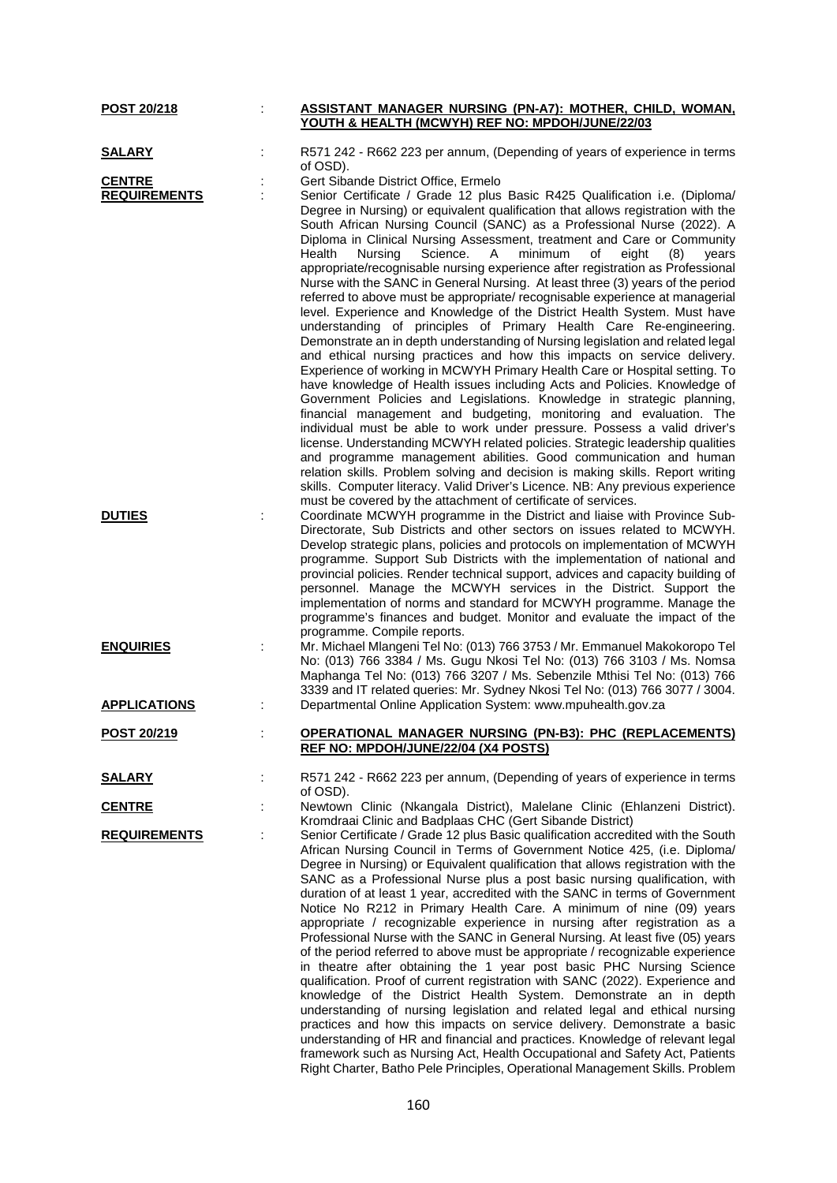**POST 20/218** : **ASSISTANT MANAGER NURSING (PN-A7): MOTHER, CHILD, WOMAN, YOUTH & HEALTH (MCWYH) REF NO: MPDOH/JUNE/22/03**

**SALARY** : R571 242 - R662 223 per annum, (Depending of years of experience in terms of OSD).

**CENTRE** : Gert Sibande District Office, Ermelo

**REQUIREMENTS** : Senior Certificate / Grade 12 plus Basic R425 Qualification i.e. (Diploma/ Degree in Nursing) or equivalent qualification that allows registration with the South African Nursing Council (SANC) as a Professional Nurse (2022). A Diploma in Clinical Nursing Assessment, treatment and Care or Community Health Nursing Science. A minimum of eight (8) years appropriate/recognisable nursing experience after registration as Professional Nurse with the SANC in General Nursing. At least three (3) years of the period referred to above must be appropriate/ recognisable experience at managerial level. Experience and Knowledge of the District Health System. Must have understanding of principles of Primary Health Care Re-engineering. Demonstrate an in depth understanding of Nursing legislation and related legal and ethical nursing practices and how this impacts on service delivery. Experience of working in MCWYH Primary Health Care or Hospital setting. To have knowledge of Health issues including Acts and Policies. Knowledge of Government Policies and Legislations. Knowledge in strategic planning, financial management and budgeting, monitoring and evaluation. The individual must be able to work under pressure. Possess a valid driver's license. Understanding MCWYH related policies. Strategic leadership qualities and programme management abilities. Good communication and human relation skills. Problem solving and decision is making skills. Report writing skills. Computer literacy. Valid Driver's Licence. NB: Any previous experience must be covered by the attachment of certificate of services.

**DUTIES** : Coordinate MCWYH programme in the District and liaise with Province Sub-Directorate, Sub Districts and other sectors on issues related to MCWYH. Develop strategic plans, policies and protocols on implementation of MCWYH programme. Support Sub Districts with the implementation of national and provincial policies. Render technical support, advices and capacity building of personnel. Manage the MCWYH services in the District. Support the implementation of norms and standard for MCWYH programme. Manage the programme's finances and budget. Monitor and evaluate the impact of the programme. Compile reports.

**ENQUIRIES** : Mr. Michael Mlangeni Tel No: (013) 766 3753 / Mr. Emmanuel Makokoropo Tel No: (013) 766 3384 / Ms. Gugu Nkosi Tel No: (013) 766 3103 / Ms. Nomsa Maphanga Tel No: (013) 766 3207 / Ms. Sebenzile Mthisi Tel No: (013) 766 3339 and IT related queries: Mr. Sydney Nkosi Tel No: (013) 766 3077 / 3004.

**APPLICATIONS** : Departmental Online Application System: www.mpuhealth.gov.za

**POST 20/219** : **OPERATIONAL MANAGER NURSING (PN-B3): PHC (REPLACEMENTS) REF NO: MPDOH/JUNE/22/04 (X4 POSTS)**

**SALARY** : R571 242 - R662 223 per annum, (Depending of years of experience in terms of OSD).

**CENTRE** : Newtown Clinic (Nkangala District), Malelane Clinic (Ehlanzeni District). Kromdraai Clinic and Badplaas CHC (Gert Sibande District)

**REQUIREMENTS** : Senior Certificate / Grade 12 plus Basic qualification accredited with the South African Nursing Council in Terms of Government Notice 425, (i.e. Diploma/ Degree in Nursing) or Equivalent qualification that allows registration with the SANC as a Professional Nurse plus a post basic nursing qualification, with duration of at least 1 year, accredited with the SANC in terms of Government Notice No R212 in Primary Health Care. A minimum of nine (09) years appropriate / recognizable experience in nursing after registration as a Professional Nurse with the SANC in General Nursing. At least five (05) years of the period referred to above must be appropriate / recognizable experience in theatre after obtaining the 1 year post basic PHC Nursing Science qualification. Proof of current registration with SANC (2022). Experience and knowledge of the District Health System. Demonstrate an in depth understanding of nursing legislation and related legal and ethical nursing practices and how this impacts on service delivery. Demonstrate a basic understanding of HR and financial and practices. Knowledge of relevant legal framework such as Nursing Act, Health Occupational and Safety Act, Patients Right Charter, Batho Pele Principles, Operational Management Skills. Problem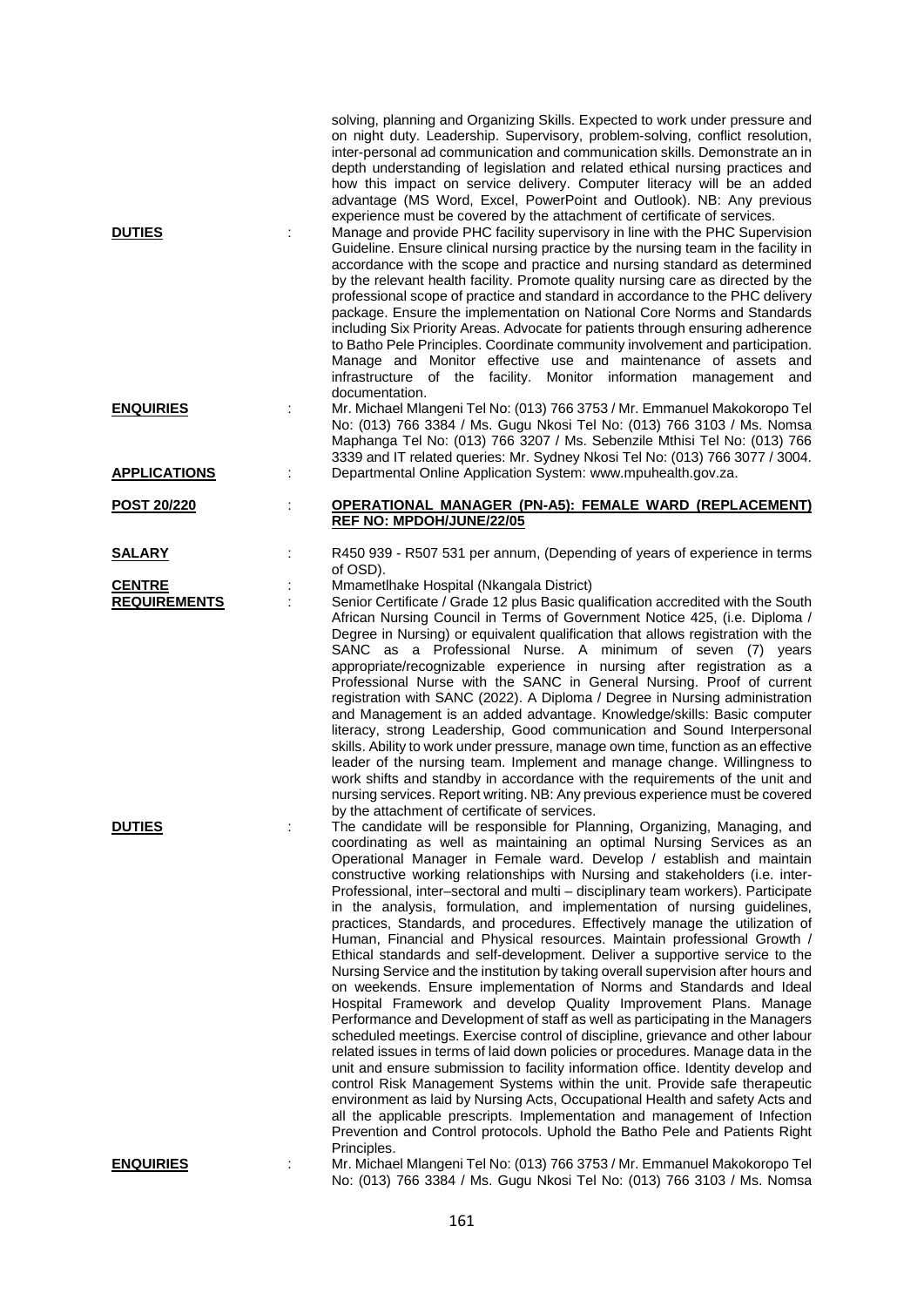solving, planning and Organizing Skills. Expected to work under pressure and on night duty. Leadership. Supervisory, problem-solving, conflict resolution, inter-personal ad communication and communication skills. Demonstrate an in depth understanding of legislation and related ethical nursing practices and how this impact on service delivery. Computer literacy will be an added advantage (MS Word, Excel, PowerPoint and Outlook). NB: Any previous experience must be covered by the attachment of certificate of services.

**DUTIES** : Manage and provide PHC facility supervisory in line with the PHC Supervision Guideline. Ensure clinical nursing practice by the nursing team in the facility in accordance with the scope and practice and nursing standard as determined by the relevant health facility. Promote quality nursing care as directed by the professional scope of practice and standard in accordance to the PHC delivery package. Ensure the implementation on National Core Norms and Standards including Six Priority Areas. Advocate for patients through ensuring adherence to Batho Pele Principles. Coordinate community involvement and participation. Manage and Monitor effective use and maintenance of assets and infrastructure of the facility. Monitor information management and documentation.

**ENQUIRIES** : Mr. Michael Mlangeni Tel No: (013) 766 3753 / Mr. Emmanuel Makokoropo Tel No: (013) 766 3384 / Ms. Gugu Nkosi Tel No: (013) 766 3103 / Ms. Nomsa Maphanga Tel No: (013) 766 3207 / Ms. Sebenzile Mthisi Tel No: (013) 766 3339 and IT related queries: Mr. Sydney Nkosi Tel No: (013) 766 3077 / 3004.

**APPLICATIONS** : Departmental Online Application System: www.mpuhealth.gov.za.

**POST 20/220** : **OPERATIONAL MANAGER (PN-A5): FEMALE WARD (REPLACEMENT) REF NO: MPDOH/JUNE/22/05**

**SALARY** : R450 939 - R507 531 per annum, (Depending of years of experience in terms of OSD).

**CENTRE** : Mmametlhake Hospital (Nkangala District)

**REQUIREMENTS** : Senior Certificate / Grade 12 plus Basic qualification accredited with the South African Nursing Council in Terms of Government Notice 425, (i.e. Diploma / Degree in Nursing) or equivalent qualification that allows registration with the SANC as a Professional Nurse. A minimum of seven (7) years appropriate/recognizable experience in nursing after registration as a Professional Nurse with the SANC in General Nursing. Proof of current registration with SANC (2022). A Diploma / Degree in Nursing administration and Management is an added advantage. Knowledge/skills: Basic computer literacy, strong Leadership, Good communication and Sound Interpersonal skills. Ability to work under pressure, manage own time, function as an effective leader of the nursing team. Implement and manage change. Willingness to work shifts and standby in accordance with the requirements of the unit and nursing services. Report writing. NB: Any previous experience must be covered by the attachment of certificate of services.

**DUTIES** : The candidate will be responsible for Planning, Organizing, Managing, and coordinating as well as maintaining an optimal Nursing Services as an Operational Manager in Female ward. Develop / establish and maintain constructive working relationships with Nursing and stakeholders (i.e. inter-Professional, inter–sectoral and multi – disciplinary team workers). Participate in the analysis, formulation, and implementation of nursing guidelines, practices, Standards, and procedures. Effectively manage the utilization of Human, Financial and Physical resources. Maintain professional Growth / Ethical standards and self-development. Deliver a supportive service to the Nursing Service and the institution by taking overall supervision after hours and on weekends. Ensure implementation of Norms and Standards and Ideal Hospital Framework and develop Quality Improvement Plans. Manage Performance and Development of staff as well as participating in the Managers scheduled meetings. Exercise control of discipline, grievance and other labour related issues in terms of laid down policies or procedures. Manage data in the unit and ensure submission to facility information office. Identity develop and control Risk Management Systems within the unit. Provide safe therapeutic environment as laid by Nursing Acts, Occupational Health and safety Acts and all the applicable prescripts. Implementation and management of Infection Prevention and Control protocols. Uphold the Batho Pele and Patients Right Principles.

**ENQUIRIES** : Mr. Michael Mlangeni Tel No: (013) 766 3753 / Mr. Emmanuel Makokoropo Tel No: (013) 766 3384 / Ms. Gugu Nkosi Tel No: (013) 766 3103 / Ms. Nomsa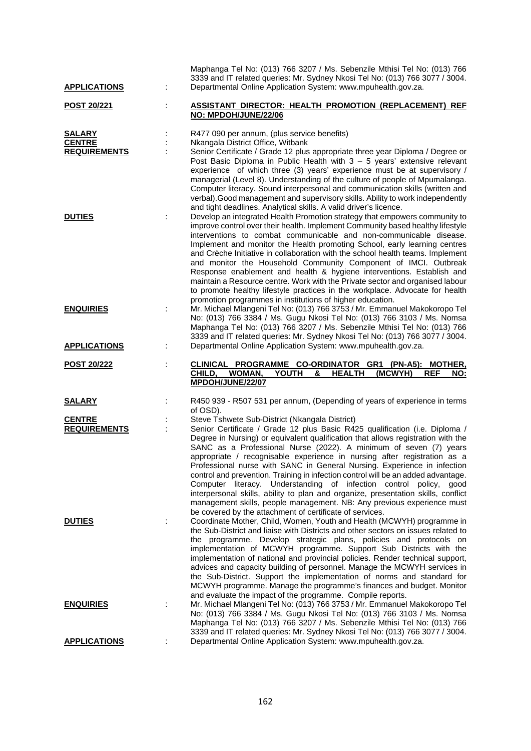| | | |
|---|---|---|
| | | Maphanga Tel No: (013) 766 3207 / Ms. Sebenzile Mthisi Tel No: (013) 766 3339 and IT related queries: Mr. Sydney Nkosi Tel No: (013) 766 3077 / 3004. |
| **APPLICATIONS** | : | Departmental Online Application System: www.mpuhealth.gov.za. |
| **POST 20/221** | : | **ASSISTANT DIRECTOR: HEALTH PROMOTION (REPLACEMENT) REF NO: MPDOH/JUNE/22/06** |
| **SALARY** | : | R477 090 per annum, (plus service benefits) |
| **CENTRE** | : | Nkangala District Office, Witbank |
| **REQUIREMENTS** | : | Senior Certificate / Grade 12 plus appropriate three year Diploma / Degree or Post Basic Diploma in Public Health with 3 – 5 years' extensive relevant experience of which three (3) years' experience must be at supervisory / managerial (Level 8). Understanding of the culture of people of Mpumalanga. Computer literacy. Sound interpersonal and communication skills (written and verbal).Good management and supervisory skills. Ability to work independently and tight deadlines. Analytical skills. A valid driver's licence. |
| **DUTIES** | : | Develop an integrated Health Promotion strategy that empowers community to improve control over their health. Implement Community based healthy lifestyle interventions to combat communicable and non-communicable disease. Implement and monitor the Health promoting School, early learning centres and Crèche Initiative in collaboration with the school health teams. Implement and monitor the Household Community Component of IMCI. Outbreak Response enablement and health & hygiene interventions. Establish and maintain a Resource centre. Work with the Private sector and organised labour to promote healthy lifestyle practices in the workplace. Advocate for health promotion programmes in institutions of higher education. |
| **ENQUIRIES** | : | Mr. Michael Mlangeni Tel No: (013) 766 3753 / Mr. Emmanuel Makokoropo Tel No: (013) 766 3384 / Ms. Gugu Nkosi Tel No: (013) 766 3103 / Ms. Nomsa Maphanga Tel No: (013) 766 3207 / Ms. Sebenzile Mthisi Tel No: (013) 766 3339 and IT related queries: Mr. Sydney Nkosi Tel No: (013) 766 3077 / 3004. |
| **APPLICATIONS** | : | Departmental Online Application System: www.mpuhealth.gov.za. |
| **POST 20/222** | : | **CLINICAL PROGRAMME CO-ORDINATOR GR1 (PN-A5): MOTHER, CHILD, WOMAN, YOUTH & HEALTH (MCWYH) REF NO: MPDOH/JUNE/22/07** |
| **SALARY** | : | R450 939 - R507 531 per annum, (Depending of years of experience in terms of OSD). |
| **CENTRE** | : | Steve Tshwete Sub-District (Nkangala District) |
| **REQUIREMENTS** | : | Senior Certificate / Grade 12 plus Basic R425 qualification (i.e. Diploma / Degree in Nursing) or equivalent qualification that allows registration with the SANC as a Professional Nurse (2022). A minimum of seven (7) years appropriate / recognisable experience in nursing after registration as a Professional nurse with SANC in General Nursing. Experience in infection control and prevention. Training in infection control will be an added advantage. Computer literacy. Understanding of infection control policy, good interpersonal skills, ability to plan and organize, presentation skills, conflict management skills, people management. NB: Any previous experience must be covered by the attachment of certificate of services. |
| **DUTIES** | : | Coordinate Mother, Child, Women, Youth and Health (MCWYH) programme in the Sub-District and liaise with Districts and other sectors on issues related to the programme. Develop strategic plans, policies and protocols on implementation of MCWYH programme. Support Sub Districts with the implementation of national and provincial policies. Render technical support, advices and capacity building of personnel. Manage the MCWYH services in the Sub-District. Support the implementation of norms and standard for MCWYH programme. Manage the programme's finances and budget. Monitor and evaluate the impact of the programme. Compile reports. |
| **ENQUIRIES** | : | Mr. Michael Mlangeni Tel No: (013) 766 3753 / Mr. Emmanuel Makokoropo Tel No: (013) 766 3384 / Ms. Gugu Nkosi Tel No: (013) 766 3103 / Ms. Nomsa Maphanga Tel No: (013) 766 3207 / Ms. Sebenzile Mthisi Tel No: (013) 766 3339 and IT related queries: Mr. Sydney Nkosi Tel No: (013) 766 3077 / 3004. |
| **APPLICATIONS** | : | Departmental Online Application System: www.mpuhealth.gov.za. |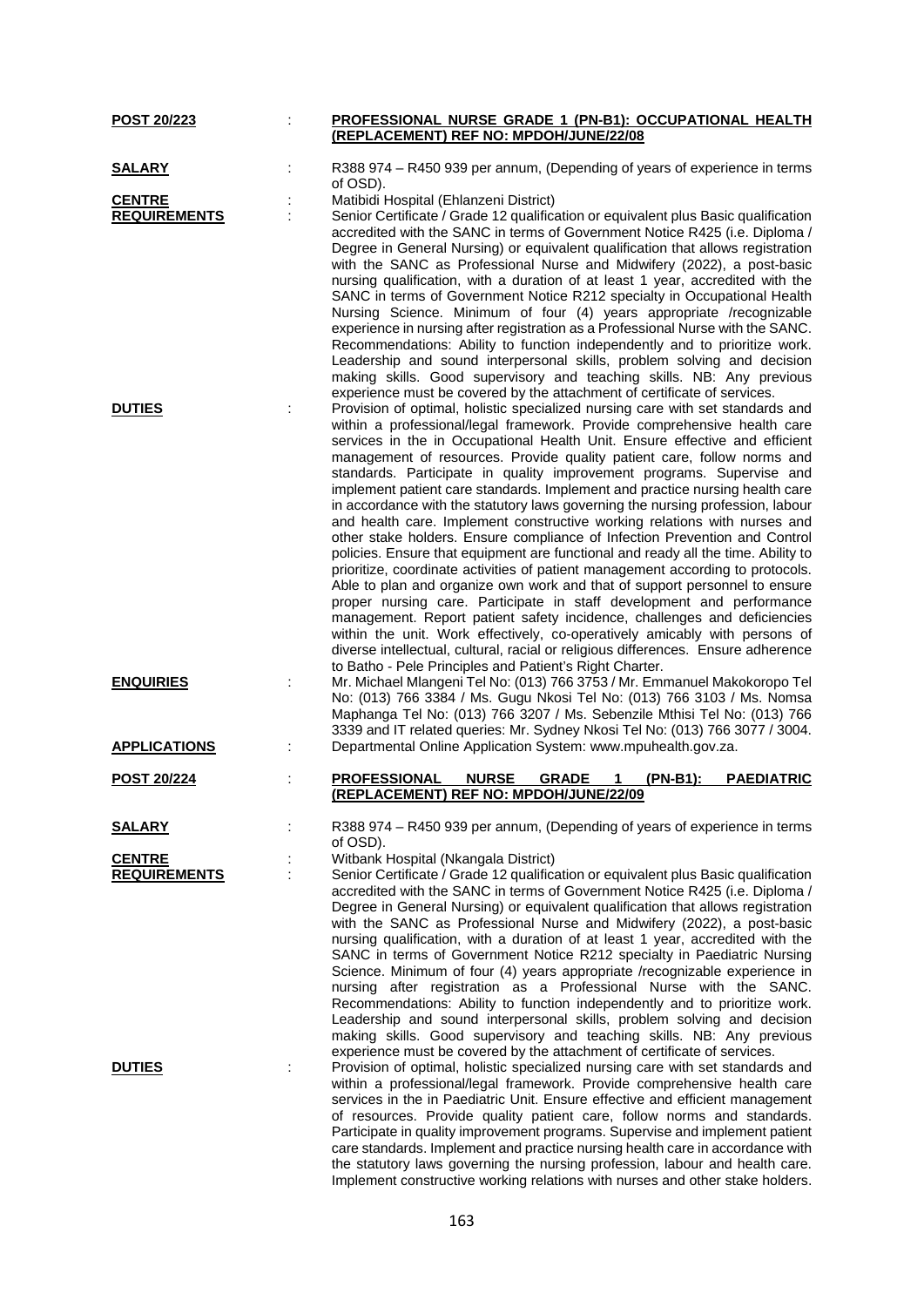**POST 20/223** : **PROFESSIONAL NURSE GRADE 1 (PN-B1): OCCUPATIONAL HEALTH (REPLACEMENT) REF NO: MPDOH/JUNE/22/08**

**SALARY** : R388 974 – R450 939 per annum, (Depending of years of experience in terms of OSD).

**CENTRE** : Matibidi Hospital (Ehlanzeni District)

**REQUIREMENTS** : Senior Certificate / Grade 12 qualification or equivalent plus Basic qualification accredited with the SANC in terms of Government Notice R425 (i.e. Diploma / Degree in General Nursing) or equivalent qualification that allows registration with the SANC as Professional Nurse and Midwifery (2022), a post-basic nursing qualification, with a duration of at least 1 year, accredited with the SANC in terms of Government Notice R212 specialty in Occupational Health Nursing Science. Minimum of four (4) years appropriate /recognizable experience in nursing after registration as a Professional Nurse with the SANC. Recommendations: Ability to function independently and to prioritize work. Leadership and sound interpersonal skills, problem solving and decision making skills. Good supervisory and teaching skills. NB: Any previous experience must be covered by the attachment of certificate of services.

**DUTIES** : Provision of optimal, holistic specialized nursing care with set standards and within a professional/legal framework. Provide comprehensive health care services in the in Occupational Health Unit. Ensure effective and efficient management of resources. Provide quality patient care, follow norms and standards. Participate in quality improvement programs. Supervise and implement patient care standards. Implement and practice nursing health care in accordance with the statutory laws governing the nursing profession, labour and health care. Implement constructive working relations with nurses and other stake holders. Ensure compliance of Infection Prevention and Control policies. Ensure that equipment are functional and ready all the time. Ability to prioritize, coordinate activities of patient management according to protocols. Able to plan and organize own work and that of support personnel to ensure proper nursing care. Participate in staff development and performance management. Report patient safety incidence, challenges and deficiencies within the unit. Work effectively, co-operatively amicably with persons of diverse intellectual, cultural, racial or religious differences. Ensure adherence to Batho - Pele Principles and Patient's Right Charter.

**ENQUIRIES** : Mr. Michael Mlangeni Tel No: (013) 766 3753 / Mr. Emmanuel Makokoropo Tel No: (013) 766 3384 / Ms. Gugu Nkosi Tel No: (013) 766 3103 / Ms. Nomsa Maphanga Tel No: (013) 766 3207 / Ms. Sebenzile Mthisi Tel No: (013) 766 3339 and IT related queries: Mr. Sydney Nkosi Tel No: (013) 766 3077 / 3004.

**APPLICATIONS** : Departmental Online Application System: www.mpuhealth.gov.za.

**POST 20/224** : **PROFESSIONAL NURSE GRADE 1 (PN-B1): PAEDIATRIC (REPLACEMENT) REF NO: MPDOH/JUNE/22/09**

**SALARY** : R388 974 – R450 939 per annum, (Depending of years of experience in terms of OSD).

**CENTRE** : Witbank Hospital (Nkangala District)

**REQUIREMENTS** : Senior Certificate / Grade 12 qualification or equivalent plus Basic qualification accredited with the SANC in terms of Government Notice R425 (i.e. Diploma / Degree in General Nursing) or equivalent qualification that allows registration with the SANC as Professional Nurse and Midwifery (2022), a post-basic nursing qualification, with a duration of at least 1 year, accredited with the SANC in terms of Government Notice R212 specialty in Paediatric Nursing Science. Minimum of four (4) years appropriate /recognizable experience in nursing after registration as a Professional Nurse with the SANC. Recommendations: Ability to function independently and to prioritize work. Leadership and sound interpersonal skills, problem solving and decision making skills. Good supervisory and teaching skills. NB: Any previous experience must be covered by the attachment of certificate of services.

**DUTIES** : Provision of optimal, holistic specialized nursing care with set standards and within a professional/legal framework. Provide comprehensive health care services in the in Paediatric Unit. Ensure effective and efficient management of resources. Provide quality patient care, follow norms and standards. Participate in quality improvement programs. Supervise and implement patient care standards. Implement and practice nursing health care in accordance with the statutory laws governing the nursing profession, labour and health care. Implement constructive working relations with nurses and other stake holders.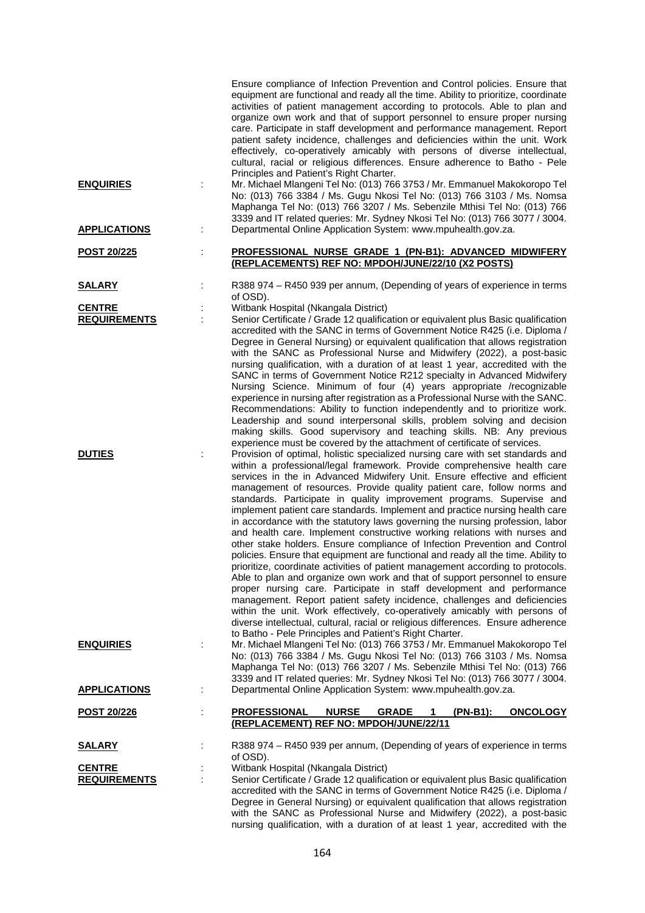Ensure compliance of Infection Prevention and Control policies. Ensure that equipment are functional and ready all the time. Ability to prioritize, coordinate activities of patient management according to protocols. Able to plan and organize own work and that of support personnel to ensure proper nursing care. Participate in staff development and performance management. Report patient safety incidence, challenges and deficiencies within the unit. Work effectively, co-operatively amicably with persons of diverse intellectual, cultural, racial or religious differences. Ensure adherence to Batho - Pele Principles and Patient's Right Charter.

**ENQUIRIES** : Mr. Michael Mlangeni Tel No: (013) 766 3753 / Mr. Emmanuel Makokoropo Tel No: (013) 766 3384 / Ms. Gugu Nkosi Tel No: (013) 766 3103 / Ms. Nomsa Maphanga Tel No: (013) 766 3207 / Ms. Sebenzile Mthisi Tel No: (013) 766 3339 and IT related queries: Mr. Sydney Nkosi Tel No: (013) 766 3077 / 3004.

**APPLICATIONS** : Departmental Online Application System: www.mpuhealth.gov.za.

## POST 20/225 : PROFESSIONAL NURSE GRADE 1 (PN-B1): ADVANCED MIDWIFERY (REPLACEMENTS) REF NO: MPDOH/JUNE/22/10 (X2 POSTS)

**SALARY** : R388 974 – R450 939 per annum, (Depending of years of experience in terms of OSD).

**CENTRE** : Witbank Hospital (Nkangala District)

**REQUIREMENTS** : Senior Certificate / Grade 12 qualification or equivalent plus Basic qualification accredited with the SANC in terms of Government Notice R425 (i.e. Diploma / Degree in General Nursing) or equivalent qualification that allows registration with the SANC as Professional Nurse and Midwifery (2022), a post-basic nursing qualification, with a duration of at least 1 year, accredited with the SANC in terms of Government Notice R212 specialty in Advanced Midwifery Nursing Science. Minimum of four (4) years appropriate /recognizable experience in nursing after registration as a Professional Nurse with the SANC. Recommendations: Ability to function independently and to prioritize work. Leadership and sound interpersonal skills, problem solving and decision making skills. Good supervisory and teaching skills. NB: Any previous experience must be covered by the attachment of certificate of services.

**DUTIES** : Provision of optimal, holistic specialized nursing care with set standards and within a professional/legal framework. Provide comprehensive health care services in the in Advanced Midwifery Unit. Ensure effective and efficient management of resources. Provide quality patient care, follow norms and standards. Participate in quality improvement programs. Supervise and implement patient care standards. Implement and practice nursing health care in accordance with the statutory laws governing the nursing profession, labor and health care. Implement constructive working relations with nurses and other stake holders. Ensure compliance of Infection Prevention and Control policies. Ensure that equipment are functional and ready all the time. Ability to prioritize, coordinate activities of patient management according to protocols. Able to plan and organize own work and that of support personnel to ensure proper nursing care. Participate in staff development and performance management. Report patient safety incidence, challenges and deficiencies within the unit. Work effectively, co-operatively amicably with persons of diverse intellectual, cultural, racial or religious differences. Ensure adherence to Batho - Pele Principles and Patient's Right Charter.

**ENQUIRIES** : Mr. Michael Mlangeni Tel No: (013) 766 3753 / Mr. Emmanuel Makokoropo Tel No: (013) 766 3384 / Ms. Gugu Nkosi Tel No: (013) 766 3103 / Ms. Nomsa Maphanga Tel No: (013) 766 3207 / Ms. Sebenzile Mthisi Tel No: (013) 766 3339 and IT related queries: Mr. Sydney Nkosi Tel No: (013) 766 3077 / 3004.

**APPLICATIONS** : Departmental Online Application System: www.mpuhealth.gov.za.

## POST 20/226 : PROFESSIONAL NURSE GRADE 1 (PN-B1): ONCOLOGY (REPLACEMENT) REF NO: MPDOH/JUNE/22/11

**SALARY** : R388 974 – R450 939 per annum, (Depending of years of experience in terms of OSD).

**CENTRE** : Witbank Hospital (Nkangala District)

**REQUIREMENTS** : Senior Certificate / Grade 12 qualification or equivalent plus Basic qualification accredited with the SANC in terms of Government Notice R425 (i.e. Diploma / Degree in General Nursing) or equivalent qualification that allows registration with the SANC as Professional Nurse and Midwifery (2022), a post-basic nursing qualification, with a duration of at least 1 year, accredited with the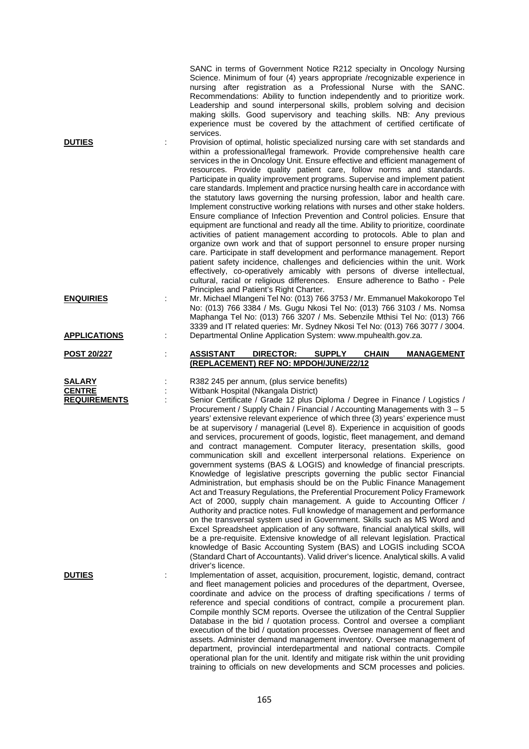SANC in terms of Government Notice R212 specialty in Oncology Nursing Science. Minimum of four (4) years appropriate /recognizable experience in nursing after registration as a Professional Nurse with the SANC. Recommendations: Ability to function independently and to prioritize work. Leadership and sound interpersonal skills, problem solving and decision making skills. Good supervisory and teaching skills. NB: Any previous experience must be covered by the attachment of certified certificate of services.

**DUTIES** : Provision of optimal, holistic specialized nursing care with set standards and within a professional/legal framework. Provide comprehensive health care services in the in Oncology Unit. Ensure effective and efficient management of resources. Provide quality patient care, follow norms and standards. Participate in quality improvement programs. Supervise and implement patient care standards. Implement and practice nursing health care in accordance with the statutory laws governing the nursing profession, labor and health care. Implement constructive working relations with nurses and other stake holders. Ensure compliance of Infection Prevention and Control policies. Ensure that equipment are functional and ready all the time. Ability to prioritize, coordinate activities of patient management according to protocols. Able to plan and organize own work and that of support personnel to ensure proper nursing care. Participate in staff development and performance management. Report patient safety incidence, challenges and deficiencies within the unit. Work effectively, co-operatively amicably with persons of diverse intellectual, cultural, racial or religious differences. Ensure adherence to Batho - Pele Principles and Patient's Right Charter.

**ENQUIRIES** : Mr. Michael Mlangeni Tel No: (013) 766 3753 / Mr. Emmanuel Makokoropo Tel No: (013) 766 3384 / Ms. Gugu Nkosi Tel No: (013) 766 3103 / Ms. Nomsa Maphanga Tel No: (013) 766 3207 / Ms. Sebenzile Mthisi Tel No: (013) 766 3339 and IT related queries: Mr. Sydney Nkosi Tel No: (013) 766 3077 / 3004.

**APPLICATIONS** : Departmental Online Application System: www.mpuhealth.gov.za.

**POST 20/227** : **ASSISTANT DIRECTOR: SUPPLY CHAIN MANAGEMENT (REPLACEMENT) REF NO: MPDOH/JUNE/22/12**

**SALARY** : R382 245 per annum, (plus service benefits)

**CENTRE** : Witbank Hospital (Nkangala District)

**REQUIREMENTS** : Senior Certificate / Grade 12 plus Diploma / Degree in Finance / Logistics / Procurement / Supply Chain / Financial / Accounting Managements with 3 – 5 years' extensive relevant experience of which three (3) years' experience must be at supervisory / managerial (Level 8). Experience in acquisition of goods and services, procurement of goods, logistic, fleet management, and demand and contract management. Computer literacy, presentation skills, good communication skill and excellent interpersonal relations. Experience on government systems (BAS & LOGIS) and knowledge of financial prescripts. Knowledge of legislative prescripts governing the public sector Financial Administration, but emphasis should be on the Public Finance Management Act and Treasury Regulations, the Preferential Procurement Policy Framework Act of 2000, supply chain management. A guide to Accounting Officer / Authority and practice notes. Full knowledge of management and performance on the transversal system used in Government. Skills such as MS Word and Excel Spreadsheet application of any software, financial analytical skills, will be a pre-requisite. Extensive knowledge of all relevant legislation. Practical knowledge of Basic Accounting System (BAS) and LOGIS including SCOA (Standard Chart of Accountants). Valid driver's licence. Analytical skills. A valid driver's licence.

**DUTIES** : Implementation of asset, acquisition, procurement, logistic, demand, contract and fleet management policies and procedures of the department, Oversee, coordinate and advice on the process of drafting specifications / terms of reference and special conditions of contract, compile a procurement plan. Compile monthly SCM reports. Oversee the utilization of the Central Supplier Database in the bid / quotation process. Control and oversee a compliant execution of the bid / quotation processes. Oversee management of fleet and assets. Administer demand management inventory. Oversee management of department, provincial interdepartmental and national contracts. Compile operational plan for the unit. Identify and mitigate risk within the unit providing training to officials on new developments and SCM processes and policies.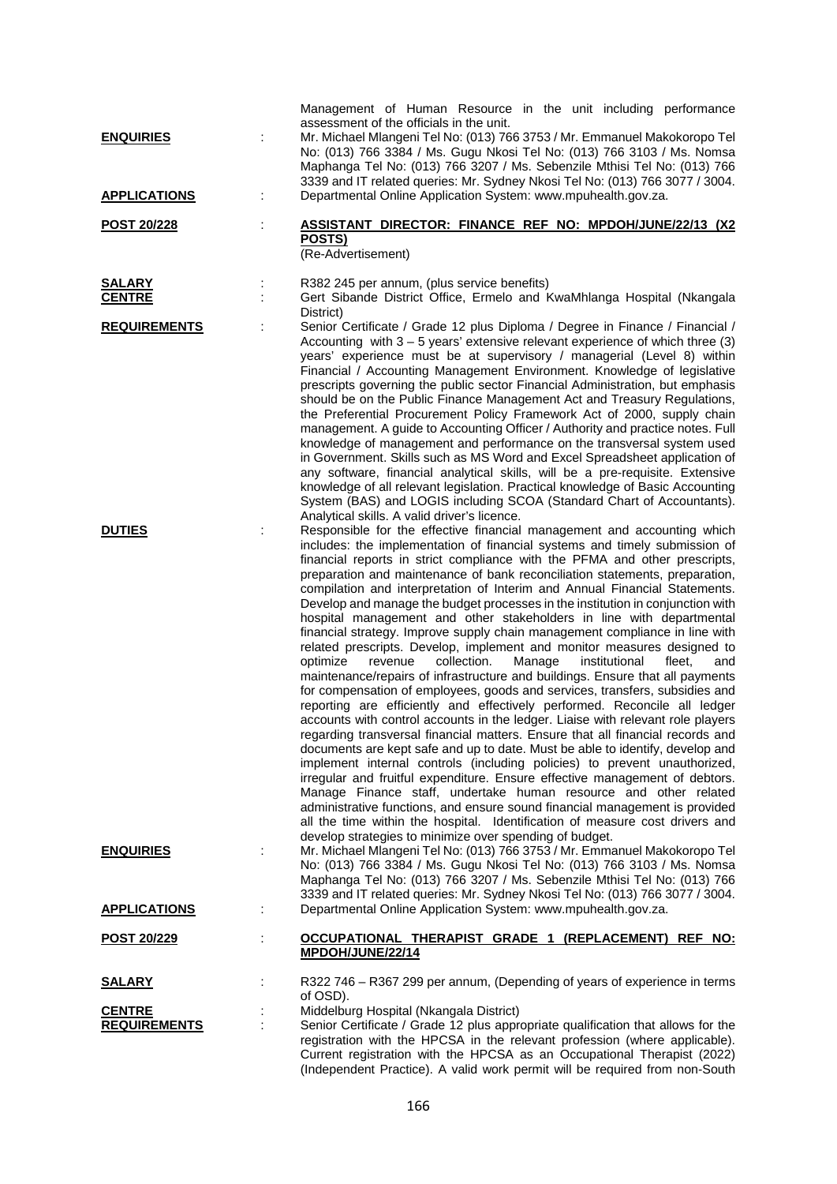Management of Human Resource in the unit including performance assessment of the officials in the unit.

**ENQUIRIES** : Mr. Michael Mlangeni Tel No: (013) 766 3753 / Mr. Emmanuel Makokoropo Tel No: (013) 766 3384 / Ms. Gugu Nkosi Tel No: (013) 766 3103 / Ms. Nomsa Maphanga Tel No: (013) 766 3207 / Ms. Sebenzile Mthisi Tel No: (013) 766 3339 and IT related queries: Mr. Sydney Nkosi Tel No: (013) 766 3077 / 3004.

**APPLICATIONS** : Departmental Online Application System: www.mpuhealth.gov.za.

**POST 20/228** : **ASSISTANT DIRECTOR: FINANCE REF NO: MPDOH/JUNE/22/13 (X2 POSTS)**
(Re-Advertisement)

**SALARY** : R382 245 per annum, (plus service benefits)

**CENTRE** : Gert Sibande District Office, Ermelo and KwaMhlanga Hospital (Nkangala District)

**REQUIREMENTS** : Senior Certificate / Grade 12 plus Diploma / Degree in Finance / Financial / Accounting with 3 – 5 years' extensive relevant experience of which three (3) years' experience must be at supervisory / managerial (Level 8) within Financial / Accounting Management Environment. Knowledge of legislative prescripts governing the public sector Financial Administration, but emphasis should be on the Public Finance Management Act and Treasury Regulations, the Preferential Procurement Policy Framework Act of 2000, supply chain management. A guide to Accounting Officer / Authority and practice notes. Full knowledge of management and performance on the transversal system used in Government. Skills such as MS Word and Excel Spreadsheet application of any software, financial analytical skills, will be a pre-requisite. Extensive knowledge of all relevant legislation. Practical knowledge of Basic Accounting System (BAS) and LOGIS including SCOA (Standard Chart of Accountants). Analytical skills. A valid driver's licence.

**DUTIES** : Responsible for the effective financial management and accounting which includes: the implementation of financial systems and timely submission of financial reports in strict compliance with the PFMA and other prescripts, preparation and maintenance of bank reconciliation statements, preparation, compilation and interpretation of Interim and Annual Financial Statements. Develop and manage the budget processes in the institution in conjunction with hospital management and other stakeholders in line with departmental financial strategy. Improve supply chain management compliance in line with related prescripts. Develop, implement and monitor measures designed to optimize revenue collection. Manage institutional fleet, and maintenance/repairs of infrastructure and buildings. Ensure that all payments for compensation of employees, goods and services, transfers, subsidies and reporting are efficiently and effectively performed. Reconcile all ledger accounts with control accounts in the ledger. Liaise with relevant role players regarding transversal financial matters. Ensure that all financial records and documents are kept safe and up to date. Must be able to identify, develop and implement internal controls (including policies) to prevent unauthorized, irregular and fruitful expenditure. Ensure effective management of debtors. Manage Finance staff, undertake human resource and other related administrative functions, and ensure sound financial management is provided all the time within the hospital. Identification of measure cost drivers and develop strategies to minimize over spending of budget.

**ENQUIRIES** : Mr. Michael Mlangeni Tel No: (013) 766 3753 / Mr. Emmanuel Makokoropo Tel No: (013) 766 3384 / Ms. Gugu Nkosi Tel No: (013) 766 3103 / Ms. Nomsa Maphanga Tel No: (013) 766 3207 / Ms. Sebenzile Mthisi Tel No: (013) 766 3339 and IT related queries: Mr. Sydney Nkosi Tel No: (013) 766 3077 / 3004.

**APPLICATIONS** : Departmental Online Application System: www.mpuhealth.gov.za.

**POST 20/229** : **OCCUPATIONAL THERAPIST GRADE 1 (REPLACEMENT) REF NO: MPDOH/JUNE/22/14**

**SALARY** : R322 746 – R367 299 per annum, (Depending of years of experience in terms of OSD).

**CENTRE** : Middelburg Hospital (Nkangala District)

**REQUIREMENTS** : Senior Certificate / Grade 12 plus appropriate qualification that allows for the registration with the HPCSA in the relevant profession (where applicable). Current registration with the HPCSA as an Occupational Therapist (2022) (Independent Practice). A valid work permit will be required from non-South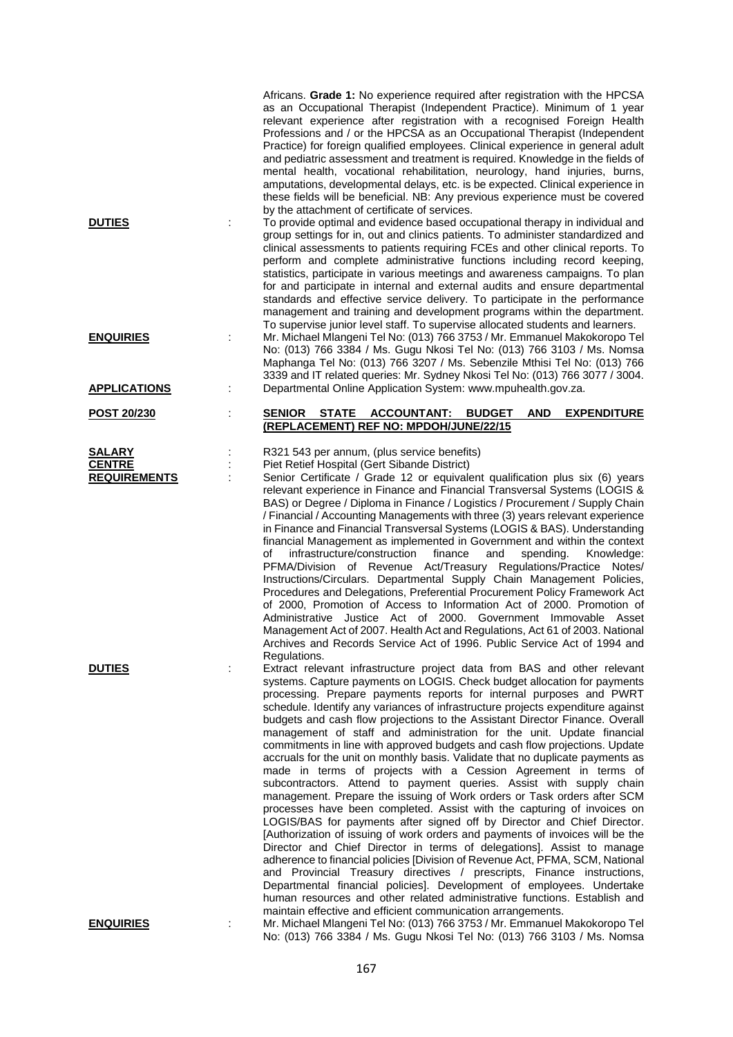Africans. **Grade 1:** No experience required after registration with the HPCSA as an Occupational Therapist (Independent Practice). Minimum of 1 year relevant experience after registration with a recognised Foreign Health Professions and / or the HPCSA as an Occupational Therapist (Independent Practice) for foreign qualified employees. Clinical experience in general adult and pediatric assessment and treatment is required. Knowledge in the fields of mental health, vocational rehabilitation, neurology, hand injuries, burns, amputations, developmental delays, etc. is be expected. Clinical experience in these fields will be beneficial. NB: Any previous experience must be covered by the attachment of certificate of services.

**DUTIES** : To provide optimal and evidence based occupational therapy in individual and group settings for in, out and clinics patients. To administer standardized and clinical assessments to patients requiring FCEs and other clinical reports. To perform and complete administrative functions including record keeping, statistics, participate in various meetings and awareness campaigns. To plan for and participate in internal and external audits and ensure departmental standards and effective service delivery. To participate in the performance management and training and development programs within the department. To supervise junior level staff. To supervise allocated students and learners.

**ENQUIRIES** : Mr. Michael Mlangeni Tel No: (013) 766 3753 / Mr. Emmanuel Makokoropo Tel No: (013) 766 3384 / Ms. Gugu Nkosi Tel No: (013) 766 3103 / Ms. Nomsa Maphanga Tel No: (013) 766 3207 / Ms. Sebenzile Mthisi Tel No: (013) 766 3339 and IT related queries: Mr. Sydney Nkosi Tel No: (013) 766 3077 / 3004.

**APPLICATIONS** : Departmental Online Application System: www.mpuhealth.gov.za.

**POST 20/230** : **SENIOR STATE ACCOUNTANT: BUDGET AND EXPENDITURE (REPLACEMENT) REF NO: MPDOH/JUNE/22/15**

**SALARY** : R321 543 per annum, (plus service benefits)

**CENTRE** : Piet Retief Hospital (Gert Sibande District)

**REQUIREMENTS** : Senior Certificate / Grade 12 or equivalent qualification plus six (6) years relevant experience in Finance and Financial Transversal Systems (LOGIS & BAS) or Degree / Diploma in Finance / Logistics / Procurement / Supply Chain / Financial / Accounting Managements with three (3) years relevant experience in Finance and Financial Transversal Systems (LOGIS & BAS). Understanding financial Management as implemented in Government and within the context of infrastructure/construction finance and spending. Knowledge: PFMA/Division of Revenue Act/Treasury Regulations/Practice Notes/ Instructions/Circulars. Departmental Supply Chain Management Policies, Procedures and Delegations, Preferential Procurement Policy Framework Act of 2000, Promotion of Access to Information Act of 2000. Promotion of Administrative Justice Act of 2000. Government Immovable Asset Management Act of 2007. Health Act and Regulations, Act 61 of 2003. National Archives and Records Service Act of 1996. Public Service Act of 1994 and Regulations.

**DUTIES** : Extract relevant infrastructure project data from BAS and other relevant systems. Capture payments on LOGIS. Check budget allocation for payments processing. Prepare payments reports for internal purposes and PWRT schedule. Identify any variances of infrastructure projects expenditure against budgets and cash flow projections to the Assistant Director Finance. Overall management of staff and administration for the unit. Update financial commitments in line with approved budgets and cash flow projections. Update accruals for the unit on monthly basis. Validate that no duplicate payments as made in terms of projects with a Cession Agreement in terms of subcontractors. Attend to payment queries. Assist with supply chain management. Prepare the issuing of Work orders or Task orders after SCM processes have been completed. Assist with the capturing of invoices on LOGIS/BAS for payments after signed off by Director and Chief Director. [Authorization of issuing of work orders and payments of invoices will be the Director and Chief Director in terms of delegations]. Assist to manage adherence to financial policies [Division of Revenue Act, PFMA, SCM, National and Provincial Treasury directives / prescripts, Finance instructions, Departmental financial policies]. Development of employees. Undertake human resources and other related administrative functions. Establish and maintain effective and efficient communication arrangements.

**ENQUIRIES** : Mr. Michael Mlangeni Tel No: (013) 766 3753 / Mr. Emmanuel Makokoropo Tel No: (013) 766 3384 / Ms. Gugu Nkosi Tel No: (013) 766 3103 / Ms. Nomsa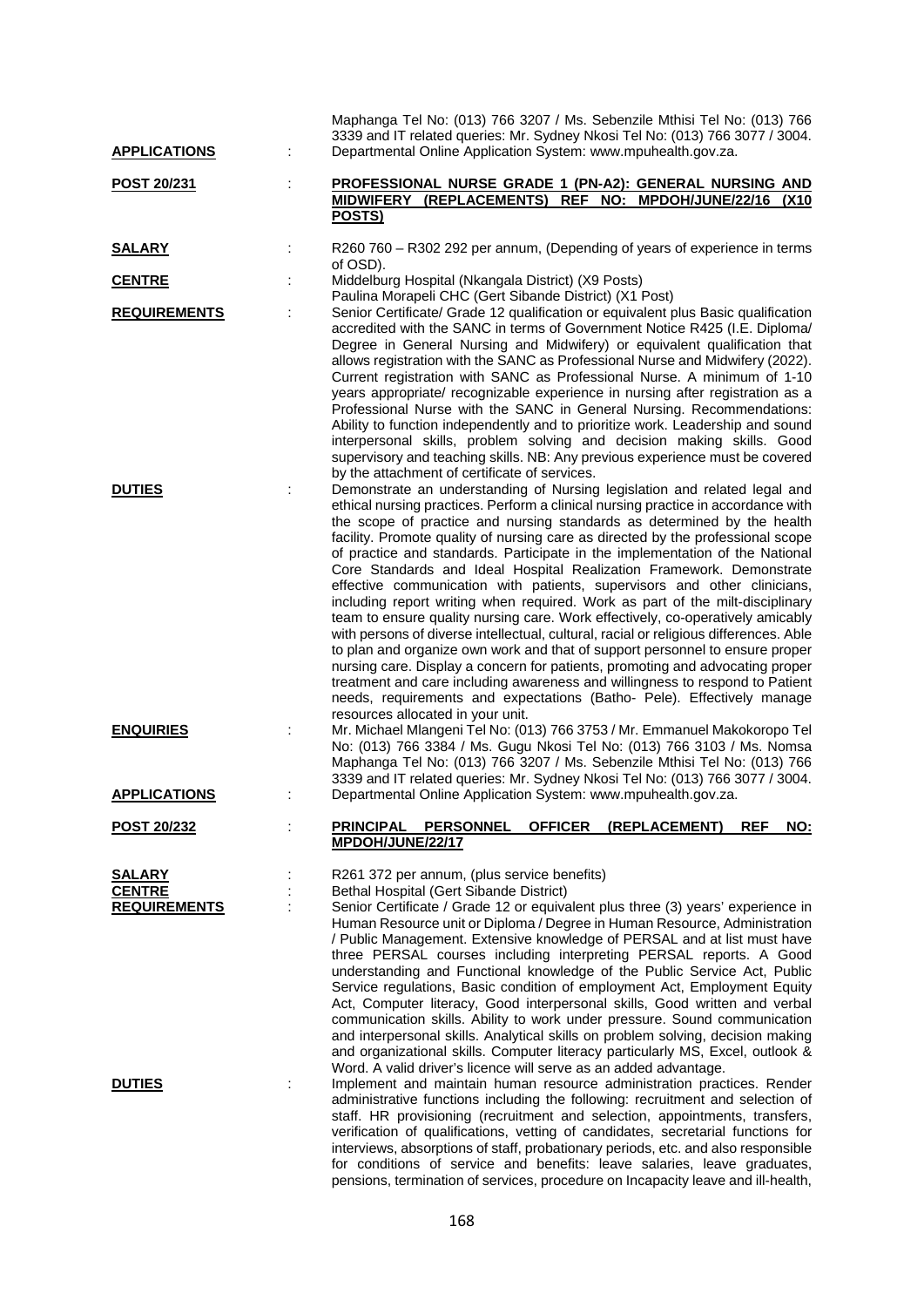| | | |
|---|---|---|
| | | Maphanga Tel No: (013) 766 3207 / Ms. Sebenzile Mthisi Tel No: (013) 766 3339 and IT related queries: Mr. Sydney Nkosi Tel No: (013) 766 3077 / 3004. |
| **APPLICATIONS** | : | Departmental Online Application System: www.mpuhealth.gov.za. |

| | | |
|---|---|---|
| **POST 20/231** | : | **PROFESSIONAL NURSE GRADE 1 (PN-A2): GENERAL NURSING AND MIDWIFERY (REPLACEMENTS) REF NO: MPDOH/JUNE/22/16 (X10 POSTS)** |
| **SALARY** | : | R260 760 – R302 292 per annum, (Depending of years of experience in terms of OSD). |
| **CENTRE** | : | Middelburg Hospital (Nkangala District) (X9 Posts)<br>Paulina Morapeli CHC (Gert Sibande District) (X1 Post) |
| **REQUIREMENTS** | : | Senior Certificate/ Grade 12 qualification or equivalent plus Basic qualification accredited with the SANC in terms of Government Notice R425 (I.E. Diploma/ Degree in General Nursing and Midwifery) or equivalent qualification that allows registration with the SANC as Professional Nurse and Midwifery (2022). Current registration with SANC as Professional Nurse. A minimum of 1-10 years appropriate/ recognizable experience in nursing after registration as a Professional Nurse with the SANC in General Nursing. Recommendations: Ability to function independently and to prioritize work. Leadership and sound interpersonal skills, problem solving and decision making skills. Good supervisory and teaching skills. NB: Any previous experience must be covered by the attachment of certificate of services. |
| **DUTIES** | : | Demonstrate an understanding of Nursing legislation and related legal and ethical nursing practices. Perform a clinical nursing practice in accordance with the scope of practice and nursing standards as determined by the health facility. Promote quality of nursing care as directed by the professional scope of practice and standards. Participate in the implementation of the National Core Standards and Ideal Hospital Realization Framework. Demonstrate effective communication with patients, supervisors and other clinicians, including report writing when required. Work as part of the milt-disciplinary team to ensure quality nursing care. Work effectively, co-operatively amicably with persons of diverse intellectual, cultural, racial or religious differences. Able to plan and organize own work and that of support personnel to ensure proper nursing care. Display a concern for patients, promoting and advocating proper treatment and care including awareness and willingness to respond to Patient needs, requirements and expectations (Batho- Pele). Effectively manage resources allocated in your unit. |
| **ENQUIRIES** | : | Mr. Michael Mlangeni Tel No: (013) 766 3753 / Mr. Emmanuel Makokoropo Tel No: (013) 766 3384 / Ms. Gugu Nkosi Tel No: (013) 766 3103 / Ms. Nomsa Maphanga Tel No: (013) 766 3207 / Ms. Sebenzile Mthisi Tel No: (013) 766 3339 and IT related queries: Mr. Sydney Nkosi Tel No: (013) 766 3077 / 3004. |
| **APPLICATIONS** | : | Departmental Online Application System: www.mpuhealth.gov.za. |

| | | |
|---|---|---|
| **POST 20/232** | : | **PRINCIPAL PERSONNEL OFFICER (REPLACEMENT) REF NO: MPDOH/JUNE/22/17** |
| **SALARY** | : | R261 372 per annum, (plus service benefits) |
| **CENTRE** | : | Bethal Hospital (Gert Sibande District) |
| **REQUIREMENTS** | : | Senior Certificate / Grade 12 or equivalent plus three (3) years' experience in Human Resource unit or Diploma / Degree in Human Resource, Administration / Public Management. Extensive knowledge of PERSAL and at list must have three PERSAL courses including interpreting PERSAL reports. A Good understanding and Functional knowledge of the Public Service Act, Public Service regulations, Basic condition of employment Act, Employment Equity Act, Computer literacy, Good interpersonal skills, Good written and verbal communication skills. Ability to work under pressure. Sound communication and interpersonal skills. Analytical skills on problem solving, decision making and organizational skills. Computer literacy particularly MS, Excel, outlook & Word. A valid driver's licence will serve as an added advantage. |
| **DUTIES** | : | Implement and maintain human resource administration practices. Render administrative functions including the following: recruitment and selection of staff. HR provisioning (recruitment and selection, appointments, transfers, verification of qualifications, vetting of candidates, secretarial functions for interviews, absorptions of staff, probationary periods, etc. and also responsible for conditions of service and benefits: leave salaries, leave graduates, pensions, termination of services, procedure on Incapacity leave and ill-health, |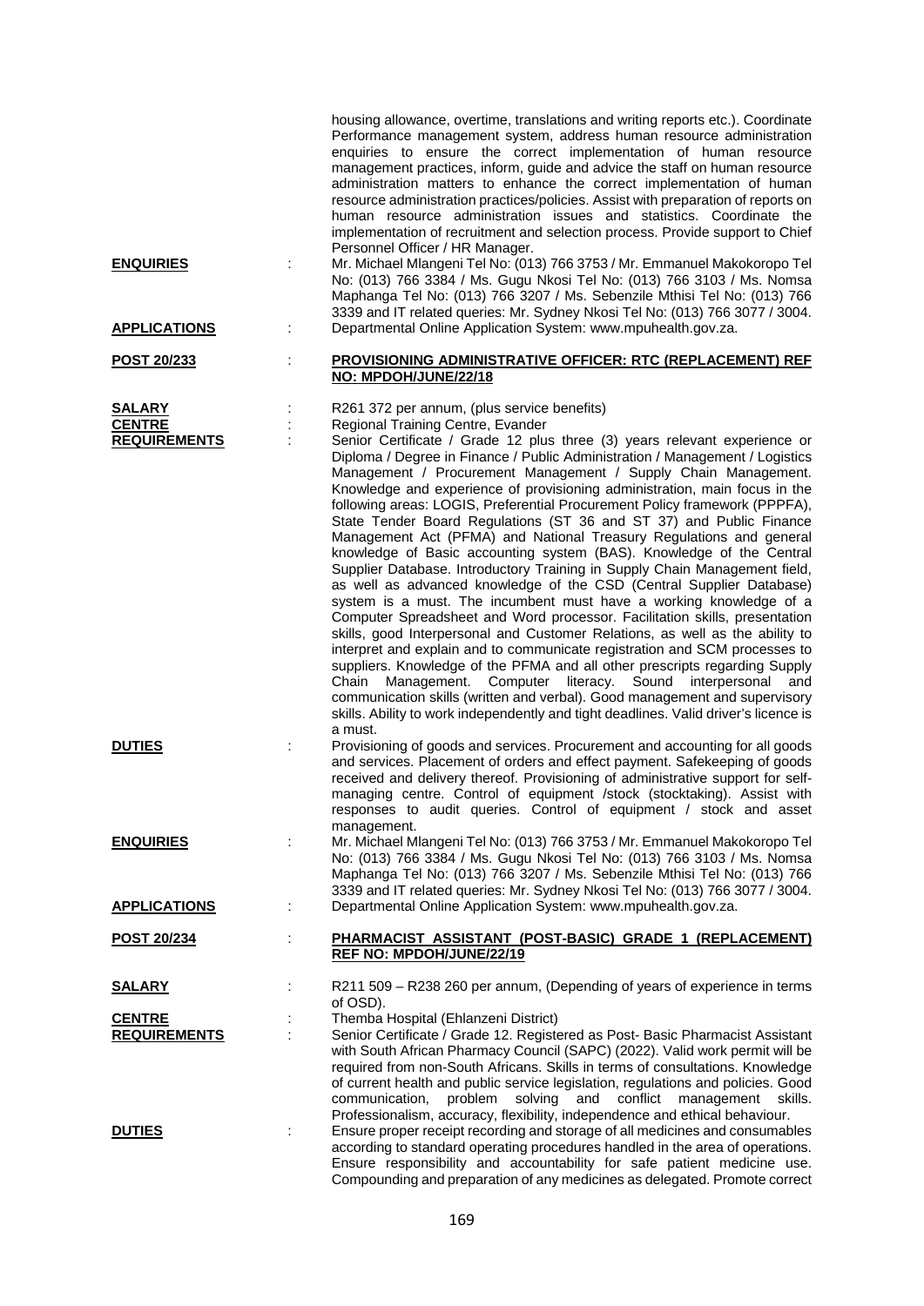housing allowance, overtime, translations and writing reports etc.). Coordinate Performance management system, address human resource administration enquiries to ensure the correct implementation of human resource management practices, inform, guide and advice the staff on human resource administration matters to enhance the correct implementation of human resource administration practices/policies. Assist with preparation of reports on human resource administration issues and statistics. Coordinate the implementation of recruitment and selection process. Provide support to Chief Personnel Officer / HR Manager.

**ENQUIRIES** : Mr. Michael Mlangeni Tel No: (013) 766 3753 / Mr. Emmanuel Makokoropo Tel No: (013) 766 3384 / Ms. Gugu Nkosi Tel No: (013) 766 3103 / Ms. Nomsa Maphanga Tel No: (013) 766 3207 / Ms. Sebenzile Mthisi Tel No: (013) 766 3339 and IT related queries: Mr. Sydney Nkosi Tel No: (013) 766 3077 / 3004.

**APPLICATIONS** : Departmental Online Application System: www.mpuhealth.gov.za.

**POST 20/233** : **PROVISIONING ADMINISTRATIVE OFFICER: RTC (REPLACEMENT) REF NO: MPDOH/JUNE/22/18**

**SALARY** : R261 372 per annum, (plus service benefits)

**CENTRE** : Regional Training Centre, Evander

**REQUIREMENTS** : Senior Certificate / Grade 12 plus three (3) years relevant experience or Diploma / Degree in Finance / Public Administration / Management / Logistics Management / Procurement Management / Supply Chain Management. Knowledge and experience of provisioning administration, main focus in the following areas: LOGIS, Preferential Procurement Policy framework (PPPFA), State Tender Board Regulations (ST 36 and ST 37) and Public Finance Management Act (PFMA) and National Treasury Regulations and general knowledge of Basic accounting system (BAS). Knowledge of the Central Supplier Database. Introductory Training in Supply Chain Management field, as well as advanced knowledge of the CSD (Central Supplier Database) system is a must. The incumbent must have a working knowledge of a Computer Spreadsheet and Word processor. Facilitation skills, presentation skills, good Interpersonal and Customer Relations, as well as the ability to interpret and explain and to communicate registration and SCM processes to suppliers. Knowledge of the PFMA and all other prescripts regarding Supply Chain Management. Computer literacy. Sound interpersonal and communication skills (written and verbal). Good management and supervisory skills. Ability to work independently and tight deadlines. Valid driver's licence is a must.

**DUTIES** : Provisioning of goods and services. Procurement and accounting for all goods and services. Placement of orders and effect payment. Safekeeping of goods received and delivery thereof. Provisioning of administrative support for self-managing centre. Control of equipment /stock (stocktaking). Assist with responses to audit queries. Control of equipment / stock and asset management.

**ENQUIRIES** : Mr. Michael Mlangeni Tel No: (013) 766 3753 / Mr. Emmanuel Makokoropo Tel No: (013) 766 3384 / Ms. Gugu Nkosi Tel No: (013) 766 3103 / Ms. Nomsa Maphanga Tel No: (013) 766 3207 / Ms. Sebenzile Mthisi Tel No: (013) 766 3339 and IT related queries: Mr. Sydney Nkosi Tel No: (013) 766 3077 / 3004.

**APPLICATIONS** : Departmental Online Application System: www.mpuhealth.gov.za.

**POST 20/234** : **PHARMACIST ASSISTANT (POST-BASIC) GRADE 1 (REPLACEMENT) REF NO: MPDOH/JUNE/22/19**

**SALARY** : R211 509 – R238 260 per annum, (Depending of years of experience in terms of OSD).

**CENTRE** : Themba Hospital (Ehlanzeni District)

**REQUIREMENTS** : Senior Certificate / Grade 12. Registered as Post- Basic Pharmacist Assistant with South African Pharmacy Council (SAPC) (2022). Valid work permit will be required from non-South Africans. Skills in terms of consultations. Knowledge of current health and public service legislation, regulations and policies. Good communication, problem solving and conflict management skills. Professionalism, accuracy, flexibility, independence and ethical behaviour.

**DUTIES** : Ensure proper receipt recording and storage of all medicines and consumables according to standard operating procedures handled in the area of operations. Ensure responsibility and accountability for safe patient medicine use. Compounding and preparation of any medicines as delegated. Promote correct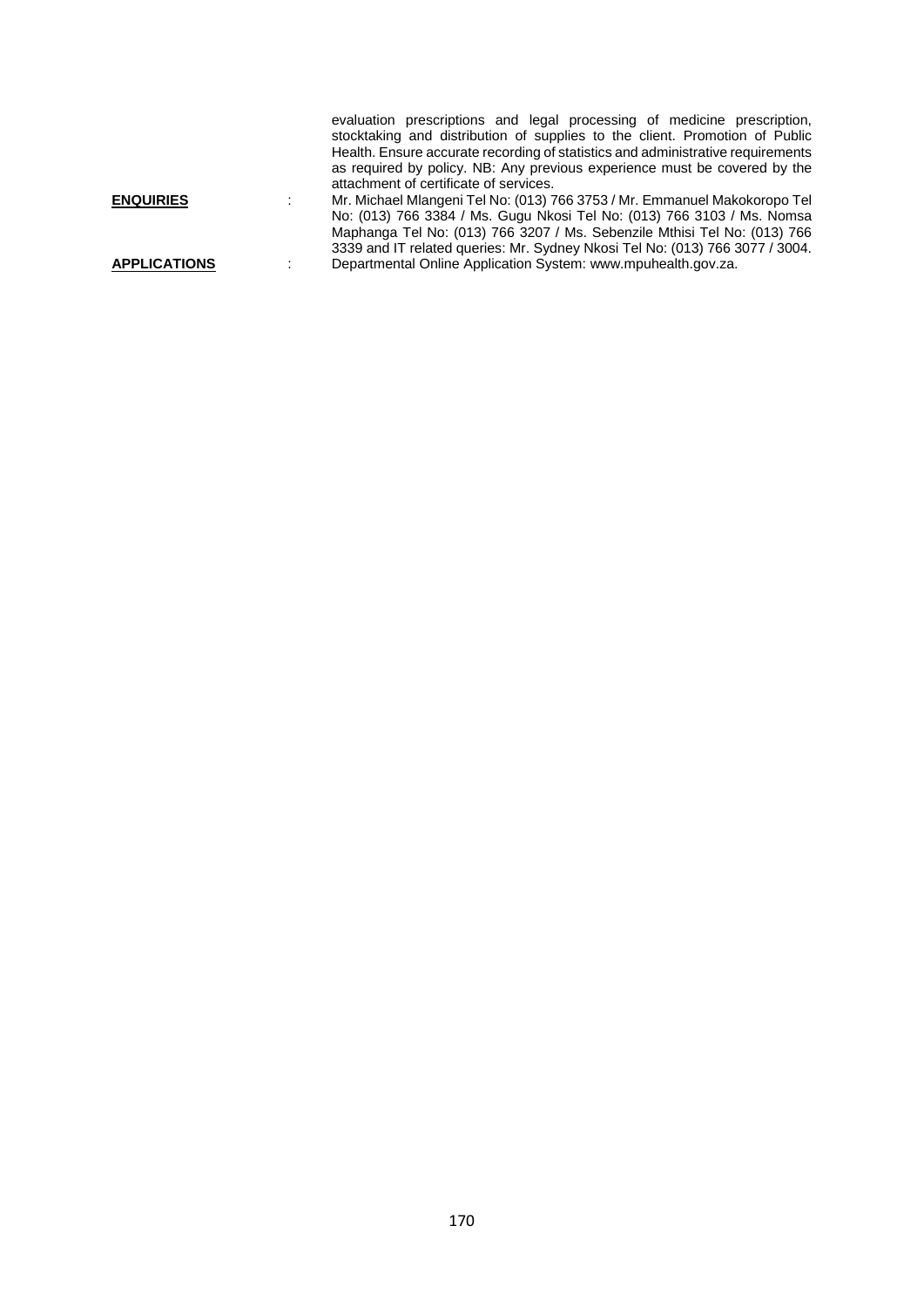evaluation prescriptions and legal processing of medicine prescription, stocktaking and distribution of supplies to the client. Promotion of Public Health. Ensure accurate recording of statistics and administrative requirements as required by policy. NB: Any previous experience must be covered by the attachment of certificate of services.

**ENQUIRIES** : Mr. Michael Mlangeni Tel No: (013) 766 3753 / Mr. Emmanuel Makokoropo Tel No: (013) 766 3384 / Ms. Gugu Nkosi Tel No: (013) 766 3103 / Ms. Nomsa Maphanga Tel No: (013) 766 3207 / Ms. Sebenzile Mthisi Tel No: (013) 766 3339 and IT related queries: Mr. Sydney Nkosi Tel No: (013) 766 3077 / 3004.

**APPLICATIONS** : Departmental Online Application System: www.mpuhealth.gov.za.